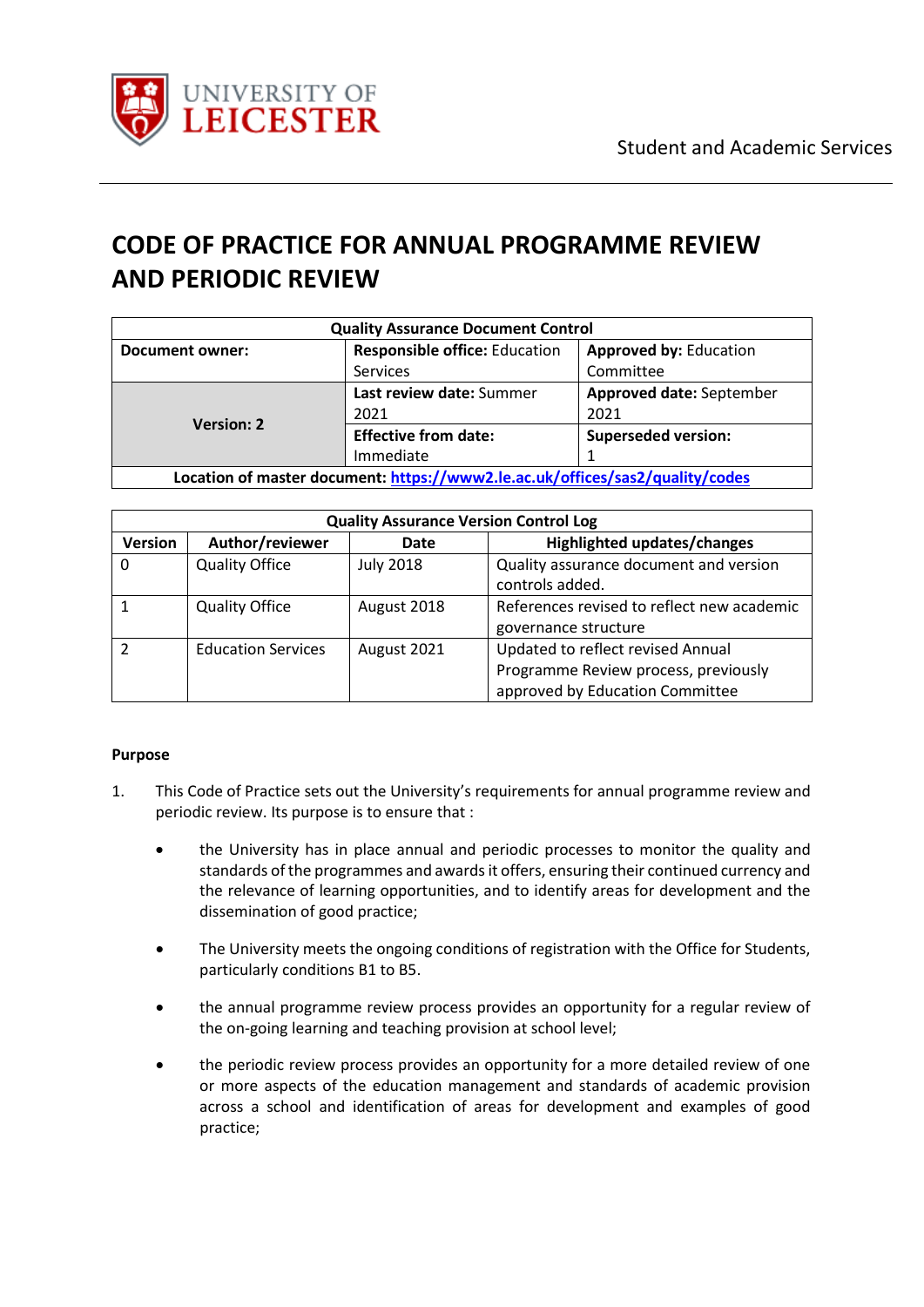Student and Academic Services

# CODE OF PRACTICE FOR ANNUAL PROGRAMME REVIEW AND PERIODIC REVIEW

| Quality Assurance Document Control | | |
|---|---|---|
| **Document owner:** | **Responsible office:** Education Services | **Approved by:** Education Committee |
| **Version: 2** | **Last review date:** Summer 2021 | **Approved date:** September 2021 |
| | **Effective from date:** Immediate | **Superseded version:** 1 |
| **Location of master document:** **https://www2.le.ac.uk/offices/sas2/quality/codes** | | |

| Quality Assurance Version Control Log | | | |
|---|---|---|---|
| **Version** | **Author/reviewer** | **Date** | **Highlighted updates/changes** |
| 0 | Quality Office | July 2018 | Quality assurance document and version controls added. |
| 1 | Quality Office | August 2018 | References revised to reflect new academic governance structure |
| 2 | Education Services | August 2021 | Updated to reflect revised Annual Programme Review process, previously approved by Education Committee |

**Purpose**

1. This Code of Practice sets out the University's requirements for annual programme review and periodic review. Its purpose is to ensure that :

   - the University has in place annual and periodic processes to monitor the quality and standards of the programmes and awards it offers, ensuring their continued currency and the relevance of learning opportunities, and to identify areas for development and the dissemination of good practice;

   - The University meets the ongoing conditions of registration with the Office for Students, particularly conditions B1 to B5.

   - the annual programme review process provides an opportunity for a regular review of the on-going learning and teaching provision at school level;

   - the periodic review process provides an opportunity for a more detailed review of one or more aspects of the education management and standards of academic provision across a school and identification of areas for development and examples of good practice;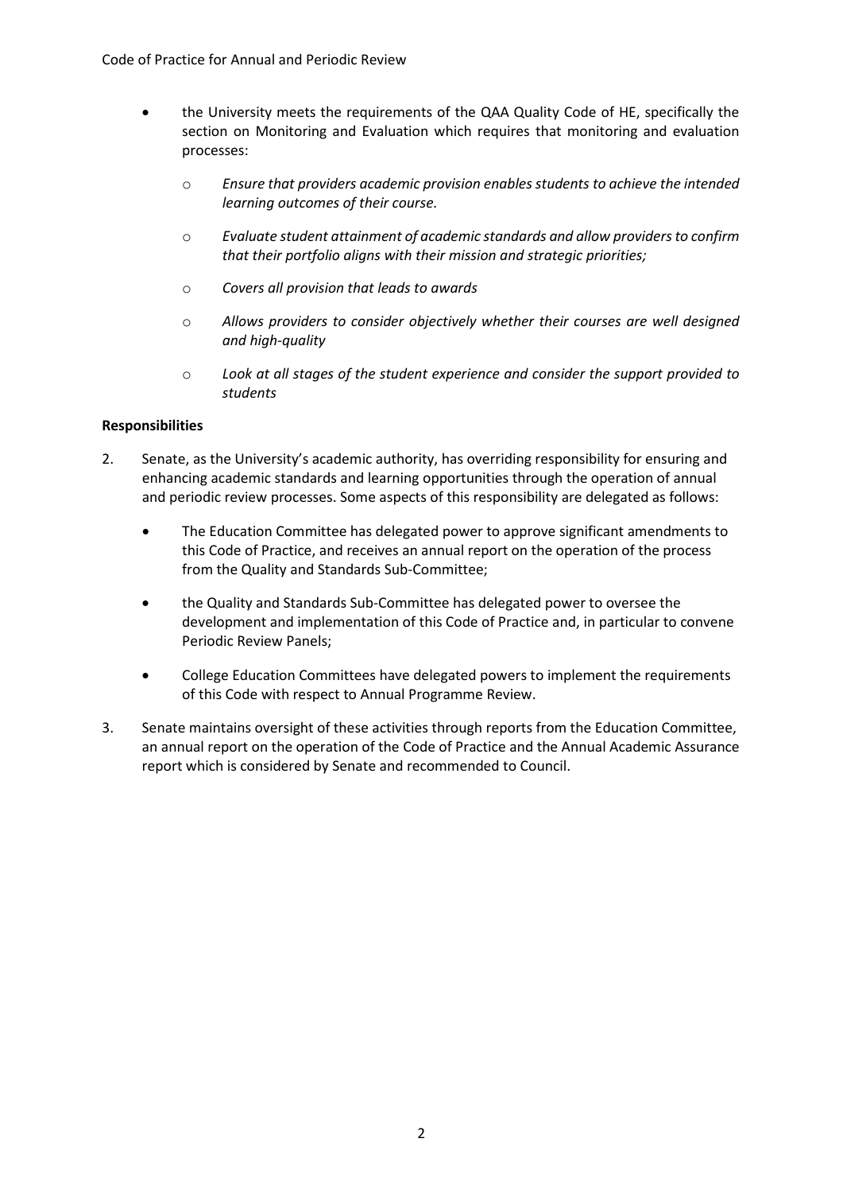- the University meets the requirements of the QAA Quality Code of HE, specifically the section on Monitoring and Evaluation which requires that monitoring and evaluation processes:
  - *Ensure that providers academic provision enables students to achieve the intended learning outcomes of their course.*
  - *Evaluate student attainment of academic standards and allow providers to confirm that their portfolio aligns with their mission and strategic priorities;*
  - *Covers all provision that leads to awards*
  - *Allows providers to consider objectively whether their courses are well designed and high-quality*
  - *Look at all stages of the student experience and consider the support provided to students*

**Responsibilities**

2. Senate, as the University's academic authority, has overriding responsibility for ensuring and enhancing academic standards and learning opportunities through the operation of annual and periodic review processes. Some aspects of this responsibility are delegated as follows:
   - The Education Committee has delegated power to approve significant amendments to this Code of Practice, and receives an annual report on the operation of the process from the Quality and Standards Sub-Committee;
   - the Quality and Standards Sub-Committee has delegated power to oversee the development and implementation of this Code of Practice and, in particular to convene Periodic Review Panels;
   - College Education Committees have delegated powers to implement the requirements of this Code with respect to Annual Programme Review.

3. Senate maintains oversight of these activities through reports from the Education Committee, an annual report on the operation of the Code of Practice and the Annual Academic Assurance report which is considered by Senate and recommended to Council.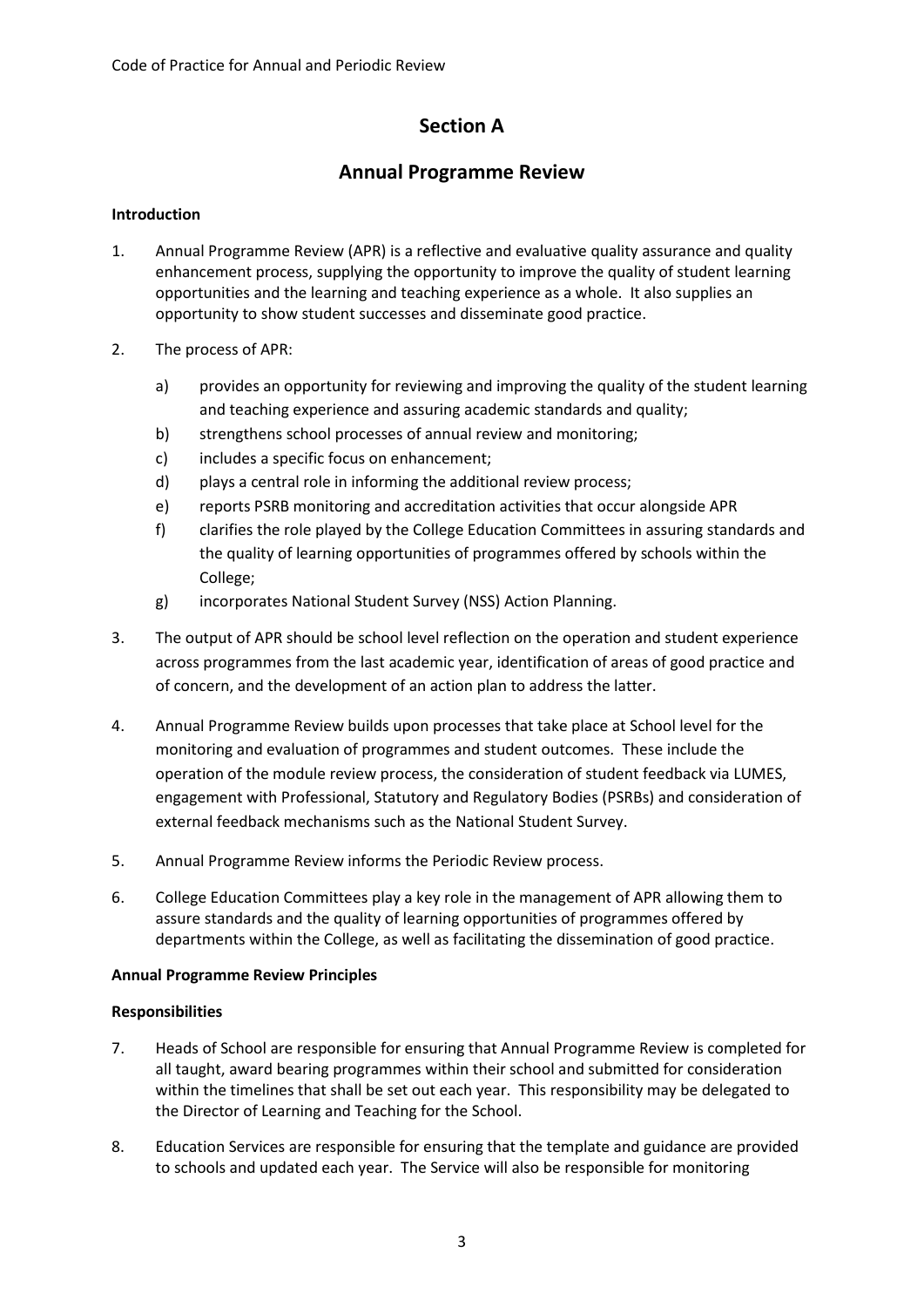# Section A

## Annual Programme Review

**Introduction**

1. Annual Programme Review (APR) is a reflective and evaluative quality assurance and quality enhancement process, supplying the opportunity to improve the quality of student learning opportunities and the learning and teaching experience as a whole. It also supplies an opportunity to show student successes and disseminate good practice.

2. The process of APR:

   a) provides an opportunity for reviewing and improving the quality of the student learning and teaching experience and assuring academic standards and quality;
   b) strengthens school processes of annual review and monitoring;
   c) includes a specific focus on enhancement;
   d) plays a central role in informing the additional review process;
   e) reports PSRB monitoring and accreditation activities that occur alongside APR
   f) clarifies the role played by the College Education Committees in assuring standards and the quality of learning opportunities of programmes offered by schools within the College;
   g) incorporates National Student Survey (NSS) Action Planning.

3. The output of APR should be school level reflection on the operation and student experience across programmes from the last academic year, identification of areas of good practice and of concern, and the development of an action plan to address the latter.

4. Annual Programme Review builds upon processes that take place at School level for the monitoring and evaluation of programmes and student outcomes. These include the operation of the module review process, the consideration of student feedback via LUMES, engagement with Professional, Statutory and Regulatory Bodies (PSRBs) and consideration of external feedback mechanisms such as the National Student Survey.

5. Annual Programme Review informs the Periodic Review process.

6. College Education Committees play a key role in the management of APR allowing them to assure standards and the quality of learning opportunities of programmes offered by departments within the College, as well as facilitating the dissemination of good practice.

**Annual Programme Review Principles**

**Responsibilities**

7. Heads of School are responsible for ensuring that Annual Programme Review is completed for all taught, award bearing programmes within their school and submitted for consideration within the timelines that shall be set out each year. This responsibility may be delegated to the Director of Learning and Teaching for the School.

8. Education Services are responsible for ensuring that the template and guidance are provided to schools and updated each year. The Service will also be responsible for monitoring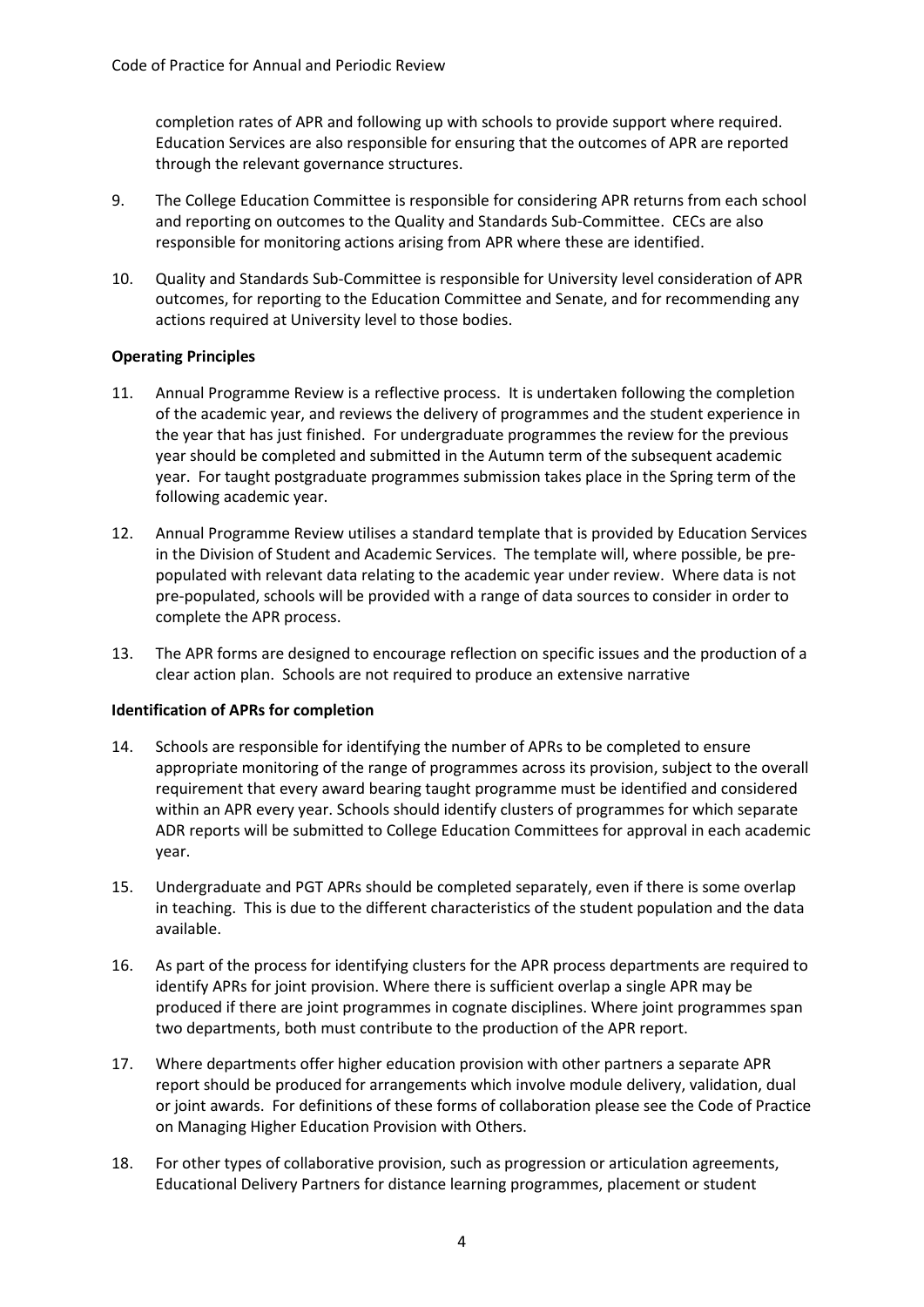completion rates of APR and following up with schools to provide support where required. Education Services are also responsible for ensuring that the outcomes of APR are reported through the relevant governance structures.

9. The College Education Committee is responsible for considering APR returns from each school and reporting on outcomes to the Quality and Standards Sub-Committee. CECs are also responsible for monitoring actions arising from APR where these are identified.

10. Quality and Standards Sub-Committee is responsible for University level consideration of APR outcomes, for reporting to the Education Committee and Senate, and for recommending any actions required at University level to those bodies.

**Operating Principles**

11. Annual Programme Review is a reflective process. It is undertaken following the completion of the academic year, and reviews the delivery of programmes and the student experience in the year that has just finished. For undergraduate programmes the review for the previous year should be completed and submitted in the Autumn term of the subsequent academic year. For taught postgraduate programmes submission takes place in the Spring term of the following academic year.

12. Annual Programme Review utilises a standard template that is provided by Education Services in the Division of Student and Academic Services. The template will, where possible, be pre-populated with relevant data relating to the academic year under review. Where data is not pre-populated, schools will be provided with a range of data sources to consider in order to complete the APR process.

13. The APR forms are designed to encourage reflection on specific issues and the production of a clear action plan. Schools are not required to produce an extensive narrative

**Identification of APRs for completion**

14. Schools are responsible for identifying the number of APRs to be completed to ensure appropriate monitoring of the range of programmes across its provision, subject to the overall requirement that every award bearing taught programme must be identified and considered within an APR every year. Schools should identify clusters of programmes for which separate ADR reports will be submitted to College Education Committees for approval in each academic year.

15. Undergraduate and PGT APRs should be completed separately, even if there is some overlap in teaching. This is due to the different characteristics of the student population and the data available.

16. As part of the process for identifying clusters for the APR process departments are required to identify APRs for joint provision. Where there is sufficient overlap a single APR may be produced if there are joint programmes in cognate disciplines. Where joint programmes span two departments, both must contribute to the production of the APR report.

17. Where departments offer higher education provision with other partners a separate APR report should be produced for arrangements which involve module delivery, validation, dual or joint awards. For definitions of these forms of collaboration please see the Code of Practice on Managing Higher Education Provision with Others.

18. For other types of collaborative provision, such as progression or articulation agreements, Educational Delivery Partners for distance learning programmes, placement or student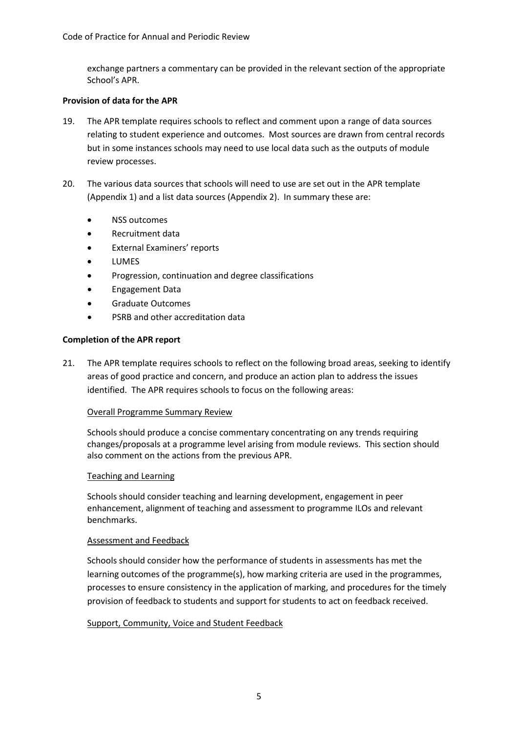exchange partners a commentary can be provided in the relevant section of the appropriate School's APR.

**Provision of data for the APR**

19. The APR template requires schools to reflect and comment upon a range of data sources relating to student experience and outcomes. Most sources are drawn from central records but in some instances schools may need to use local data such as the outputs of module review processes.

20. The various data sources that schools will need to use are set out in the APR template (Appendix 1) and a list data sources (Appendix 2). In summary these are:

    - NSS outcomes
    - Recruitment data
    - External Examiners' reports
    - LUMES
    - Progression, continuation and degree classifications
    - Engagement Data
    - Graduate Outcomes
    - PSRB and other accreditation data

**Completion of the APR report**

21. The APR template requires schools to reflect on the following broad areas, seeking to identify areas of good practice and concern, and produce an action plan to address the issues identified. The APR requires schools to focus on the following areas:

    Overall Programme Summary Review

    Schools should produce a concise commentary concentrating on any trends requiring changes/proposals at a programme level arising from module reviews. This section should also comment on the actions from the previous APR.

    Teaching and Learning

    Schools should consider teaching and learning development, engagement in peer enhancement, alignment of teaching and assessment to programme ILOs and relevant benchmarks.

    Assessment and Feedback

    Schools should consider how the performance of students in assessments has met the learning outcomes of the programme(s), how marking criteria are used in the programmes, processes to ensure consistency in the application of marking, and procedures for the timely provision of feedback to students and support for students to act on feedback received.

    Support, Community, Voice and Student Feedback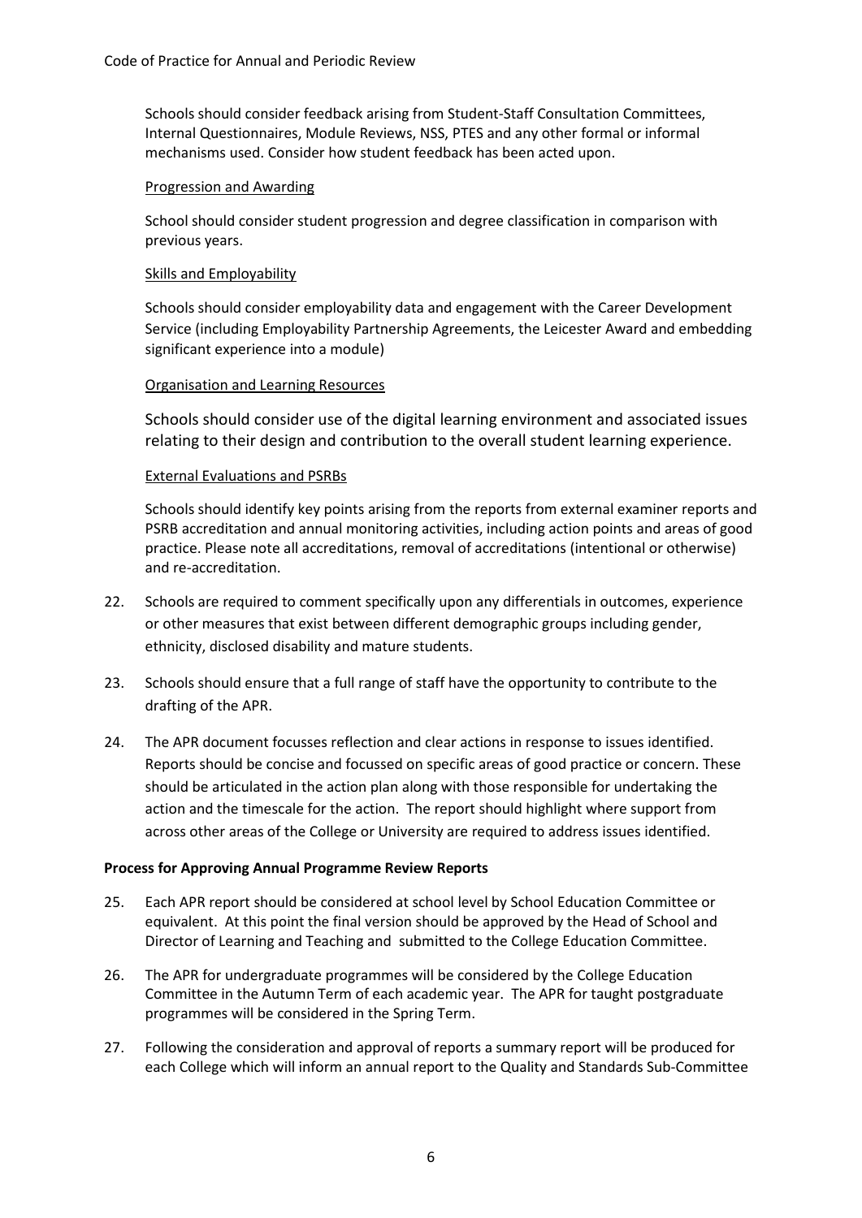Schools should consider feedback arising from Student-Staff Consultation Committees, Internal Questionnaires, Module Reviews, NSS, PTES and any other formal or informal mechanisms used. Consider how student feedback has been acted upon.

Progression and Awarding

School should consider student progression and degree classification in comparison with previous years.

Skills and Employability

Schools should consider employability data and engagement with the Career Development Service (including Employability Partnership Agreements, the Leicester Award and embedding significant experience into a module)

Organisation and Learning Resources

Schools should consider use of the digital learning environment and associated issues relating to their design and contribution to the overall student learning experience.

External Evaluations and PSRBs

Schools should identify key points arising from the reports from external examiner reports and PSRB accreditation and annual monitoring activities, including action points and areas of good practice. Please note all accreditations, removal of accreditations (intentional or otherwise) and re-accreditation.

22. Schools are required to comment specifically upon any differentials in outcomes, experience or other measures that exist between different demographic groups including gender, ethnicity, disclosed disability and mature students.

23. Schools should ensure that a full range of staff have the opportunity to contribute to the drafting of the APR.

24. The APR document focusses reflection and clear actions in response to issues identified. Reports should be concise and focussed on specific areas of good practice or concern. These should be articulated in the action plan along with those responsible for undertaking the action and the timescale for the action. The report should highlight where support from across other areas of the College or University are required to address issues identified.

**Process for Approving Annual Programme Review Reports**

25. Each APR report should be considered at school level by School Education Committee or equivalent. At this point the final version should be approved by the Head of School and Director of Learning and Teaching and submitted to the College Education Committee.

26. The APR for undergraduate programmes will be considered by the College Education Committee in the Autumn Term of each academic year. The APR for taught postgraduate programmes will be considered in the Spring Term.

27. Following the consideration and approval of reports a summary report will be produced for each College which will inform an annual report to the Quality and Standards Sub-Committee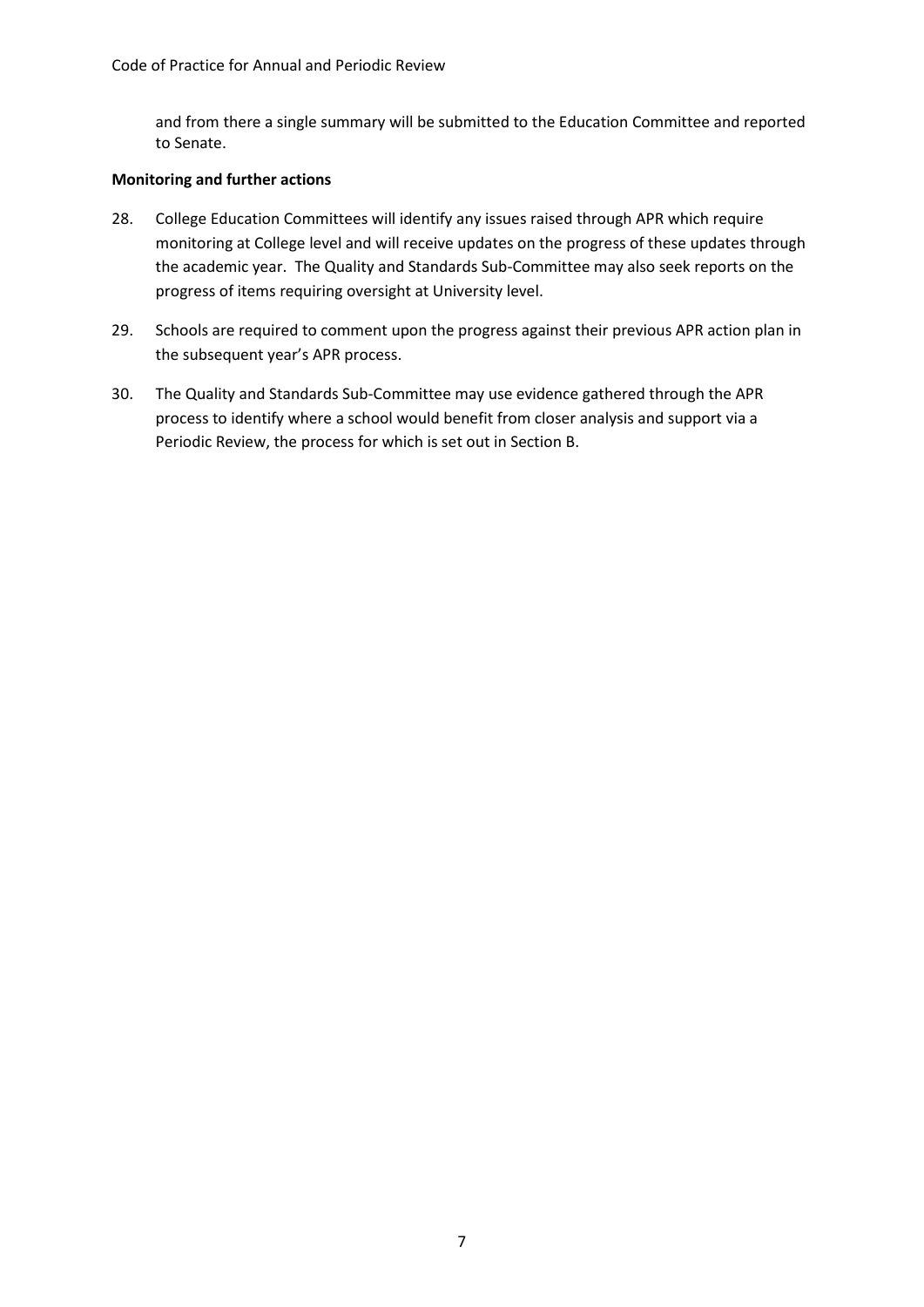and from there a single summary will be submitted to the Education Committee and reported to Senate.

**Monitoring and further actions**

28. College Education Committees will identify any issues raised through APR which require monitoring at College level and will receive updates on the progress of these updates through the academic year. The Quality and Standards Sub-Committee may also seek reports on the progress of items requiring oversight at University level.

29. Schools are required to comment upon the progress against their previous APR action plan in the subsequent year's APR process.

30. The Quality and Standards Sub-Committee may use evidence gathered through the APR process to identify where a school would benefit from closer analysis and support via a Periodic Review, the process for which is set out in Section B.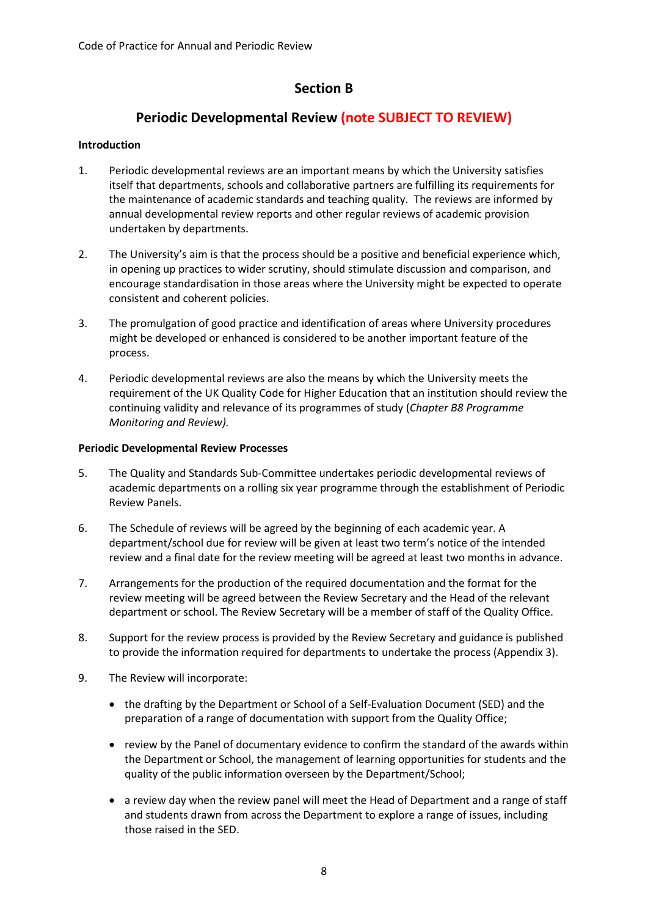## Section B

## Periodic Developmental Review (note SUBJECT TO REVIEW)

**Introduction**

1. Periodic developmental reviews are an important means by which the University satisfies itself that departments, schools and collaborative partners are fulfilling its requirements for the maintenance of academic standards and teaching quality. The reviews are informed by annual developmental review reports and other regular reviews of academic provision undertaken by departments.

2. The University's aim is that the process should be a positive and beneficial experience which, in opening up practices to wider scrutiny, should stimulate discussion and comparison, and encourage standardisation in those areas where the University might be expected to operate consistent and coherent policies.

3. The promulgation of good practice and identification of areas where University procedures might be developed or enhanced is considered to be another important feature of the process.

4. Periodic developmental reviews are also the means by which the University meets the requirement of the UK Quality Code for Higher Education that an institution should review the continuing validity and relevance of its programmes of study (*Chapter B8 Programme Monitoring and Review).*

**Periodic Developmental Review Processes**

5. The Quality and Standards Sub-Committee undertakes periodic developmental reviews of academic departments on a rolling six year programme through the establishment of Periodic Review Panels.

6. The Schedule of reviews will be agreed by the beginning of each academic year. A department/school due for review will be given at least two term's notice of the intended review and a final date for the review meeting will be agreed at least two months in advance.

7. Arrangements for the production of the required documentation and the format for the review meeting will be agreed between the Review Secretary and the Head of the relevant department or school. The Review Secretary will be a member of staff of the Quality Office.

8. Support for the review process is provided by the Review Secretary and guidance is published to provide the information required for departments to undertake the process (Appendix 3).

9. The Review will incorporate:

   - the drafting by the Department or School of a Self-Evaluation Document (SED) and the preparation of a range of documentation with support from the Quality Office;

   - review by the Panel of documentary evidence to confirm the standard of the awards within the Department or School, the management of learning opportunities for students and the quality of the public information overseen by the Department/School;

   - a review day when the review panel will meet the Head of Department and a range of staff and students drawn from across the Department to explore a range of issues, including those raised in the SED.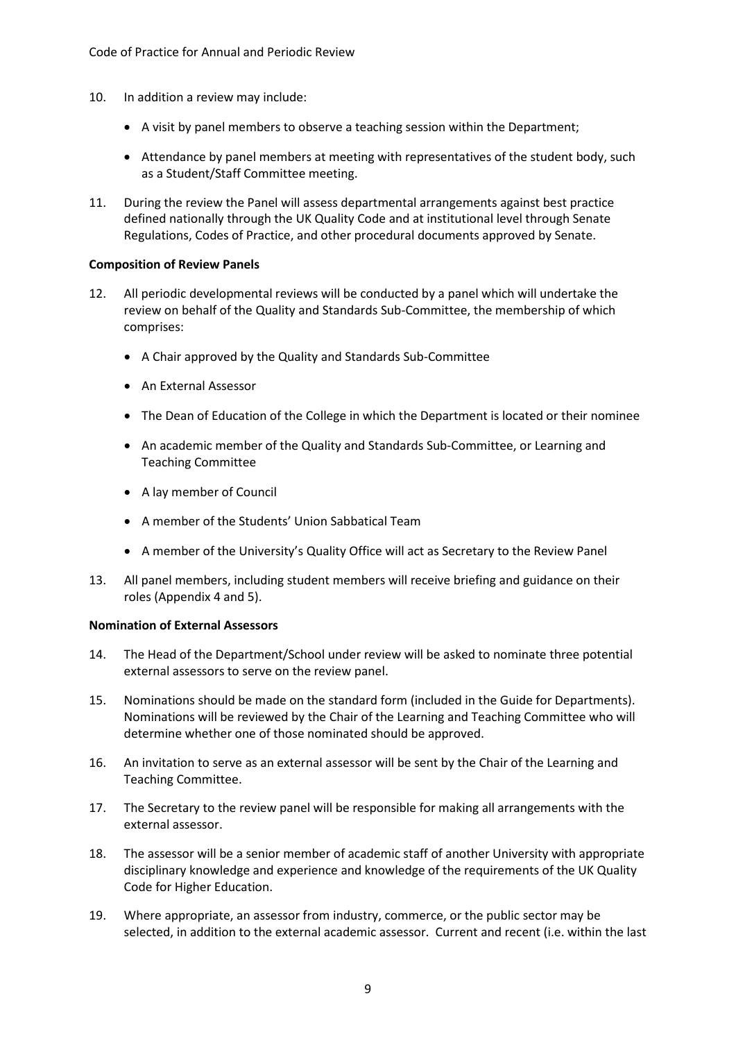10. In addition a review may include:

    - A visit by panel members to observe a teaching session within the Department;
    - Attendance by panel members at meeting with representatives of the student body, such as a Student/Staff Committee meeting.

11. During the review the Panel will assess departmental arrangements against best practice defined nationally through the UK Quality Code and at institutional level through Senate Regulations, Codes of Practice, and other procedural documents approved by Senate.

**Composition of Review Panels**

12. All periodic developmental reviews will be conducted by a panel which will undertake the review on behalf of the Quality and Standards Sub-Committee, the membership of which comprises:

    - A Chair approved by the Quality and Standards Sub-Committee
    - An External Assessor
    - The Dean of Education of the College in which the Department is located or their nominee
    - An academic member of the Quality and Standards Sub-Committee, or Learning and Teaching Committee
    - A lay member of Council
    - A member of the Students' Union Sabbatical Team
    - A member of the University's Quality Office will act as Secretary to the Review Panel

13. All panel members, including student members will receive briefing and guidance on their roles (Appendix 4 and 5).

**Nomination of External Assessors**

14. The Head of the Department/School under review will be asked to nominate three potential external assessors to serve on the review panel.

15. Nominations should be made on the standard form (included in the Guide for Departments). Nominations will be reviewed by the Chair of the Learning and Teaching Committee who will determine whether one of those nominated should be approved.

16. An invitation to serve as an external assessor will be sent by the Chair of the Learning and Teaching Committee.

17. The Secretary to the review panel will be responsible for making all arrangements with the external assessor.

18. The assessor will be a senior member of academic staff of another University with appropriate disciplinary knowledge and experience and knowledge of the requirements of the UK Quality Code for Higher Education.

19. Where appropriate, an assessor from industry, commerce, or the public sector may be selected, in addition to the external academic assessor. Current and recent (i.e. within the last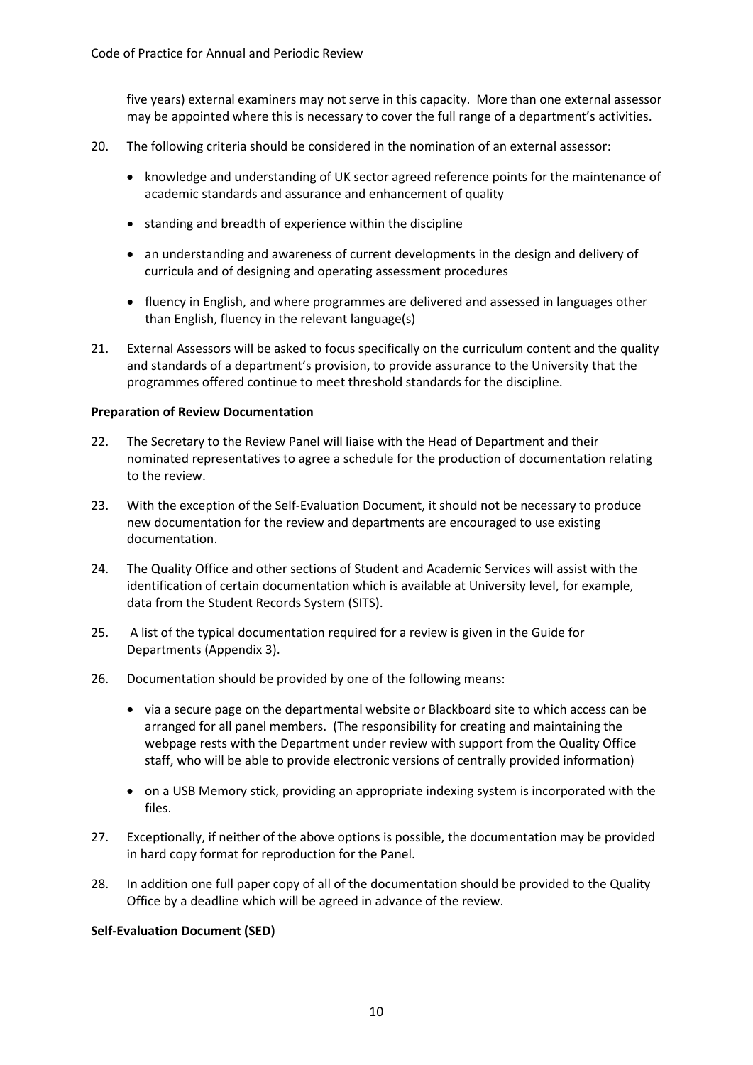five years) external examiners may not serve in this capacity. More than one external assessor may be appointed where this is necessary to cover the full range of a department's activities.

20. The following criteria should be considered in the nomination of an external assessor:

    - knowledge and understanding of UK sector agreed reference points for the maintenance of academic standards and assurance and enhancement of quality
    - standing and breadth of experience within the discipline
    - an understanding and awareness of current developments in the design and delivery of curricula and of designing and operating assessment procedures
    - fluency in English, and where programmes are delivered and assessed in languages other than English, fluency in the relevant language(s)

21. External Assessors will be asked to focus specifically on the curriculum content and the quality and standards of a department's provision, to provide assurance to the University that the programmes offered continue to meet threshold standards for the discipline.

**Preparation of Review Documentation**

22. The Secretary to the Review Panel will liaise with the Head of Department and their nominated representatives to agree a schedule for the production of documentation relating to the review.

23. With the exception of the Self-Evaluation Document, it should not be necessary to produce new documentation for the review and departments are encouraged to use existing documentation.

24. The Quality Office and other sections of Student and Academic Services will assist with the identification of certain documentation which is available at University level, for example, data from the Student Records System (SITS).

25. A list of the typical documentation required for a review is given in the Guide for Departments (Appendix 3).

26. Documentation should be provided by one of the following means:

    - via a secure page on the departmental website or Blackboard site to which access can be arranged for all panel members. (The responsibility for creating and maintaining the webpage rests with the Department under review with support from the Quality Office staff, who will be able to provide electronic versions of centrally provided information)
    - on a USB Memory stick, providing an appropriate indexing system is incorporated with the files.

27. Exceptionally, if neither of the above options is possible, the documentation may be provided in hard copy format for reproduction for the Panel.

28. In addition one full paper copy of all of the documentation should be provided to the Quality Office by a deadline which will be agreed in advance of the review.

**Self-Evaluation Document (SED)**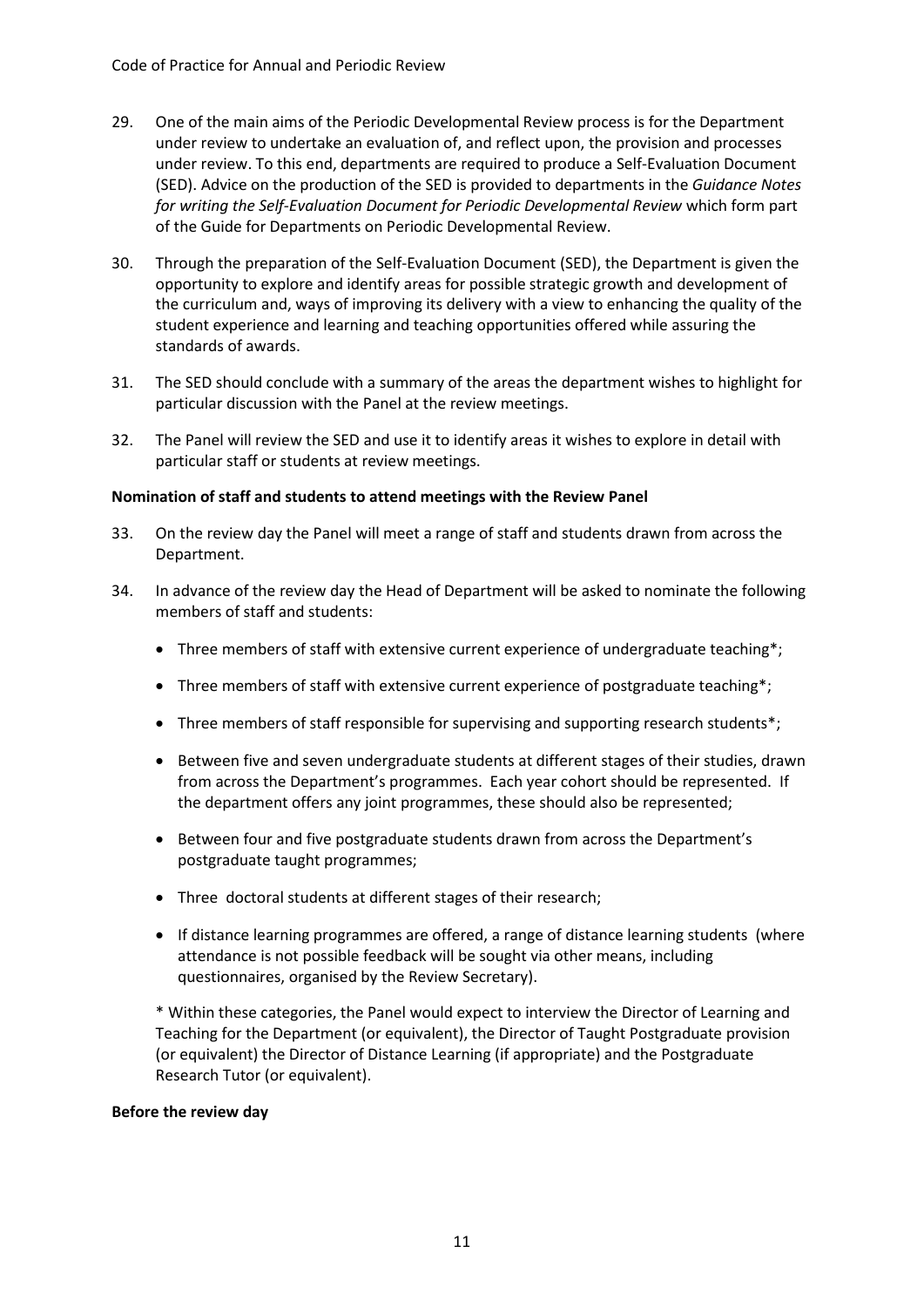29. One of the main aims of the Periodic Developmental Review process is for the Department under review to undertake an evaluation of, and reflect upon, the provision and processes under review. To this end, departments are required to produce a Self-Evaluation Document (SED). Advice on the production of the SED is provided to departments in the *Guidance Notes for writing the Self-Evaluation Document for Periodic Developmental Review* which form part of the Guide for Departments on Periodic Developmental Review.

30. Through the preparation of the Self-Evaluation Document (SED), the Department is given the opportunity to explore and identify areas for possible strategic growth and development of the curriculum and, ways of improving its delivery with a view to enhancing the quality of the student experience and learning and teaching opportunities offered while assuring the standards of awards.

31. The SED should conclude with a summary of the areas the department wishes to highlight for particular discussion with the Panel at the review meetings.

32. The Panel will review the SED and use it to identify areas it wishes to explore in detail with particular staff or students at review meetings.

**Nomination of staff and students to attend meetings with the Review Panel**

33. On the review day the Panel will meet a range of staff and students drawn from across the Department.

34. In advance of the review day the Head of Department will be asked to nominate the following members of staff and students:

    - Three members of staff with extensive current experience of undergraduate teaching*;
    - Three members of staff with extensive current experience of postgraduate teaching*;
    - Three members of staff responsible for supervising and supporting research students*;
    - Between five and seven undergraduate students at different stages of their studies, drawn from across the Department's programmes. Each year cohort should be represented. If the department offers any joint programmes, these should also be represented;
    - Between four and five postgraduate students drawn from across the Department's postgraduate taught programmes;
    - Three doctoral students at different stages of their research;
    - If distance learning programmes are offered, a range of distance learning students (where attendance is not possible feedback will be sought via other means, including questionnaires, organised by the Review Secretary).

    * Within these categories, the Panel would expect to interview the Director of Learning and Teaching for the Department (or equivalent), the Director of Taught Postgraduate provision (or equivalent) the Director of Distance Learning (if appropriate) and the Postgraduate Research Tutor (or equivalent).

**Before the review day**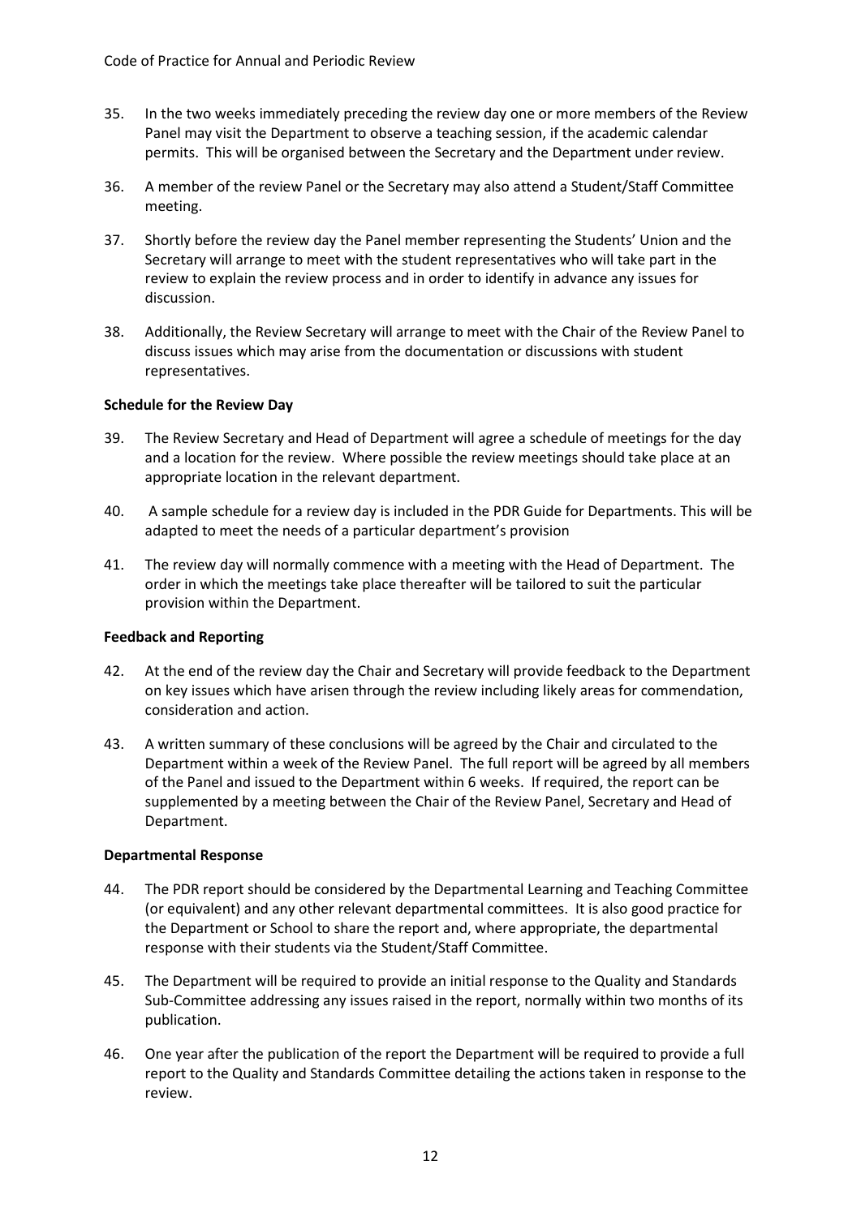35. In the two weeks immediately preceding the review day one or more members of the Review Panel may visit the Department to observe a teaching session, if the academic calendar permits. This will be organised between the Secretary and the Department under review.

36. A member of the review Panel or the Secretary may also attend a Student/Staff Committee meeting.

37. Shortly before the review day the Panel member representing the Students' Union and the Secretary will arrange to meet with the student representatives who will take part in the review to explain the review process and in order to identify in advance any issues for discussion.

38. Additionally, the Review Secretary will arrange to meet with the Chair of the Review Panel to discuss issues which may arise from the documentation or discussions with student representatives.

**Schedule for the Review Day**

39. The Review Secretary and Head of Department will agree a schedule of meetings for the day and a location for the review. Where possible the review meetings should take place at an appropriate location in the relevant department.

40. A sample schedule for a review day is included in the PDR Guide for Departments. This will be adapted to meet the needs of a particular department's provision

41. The review day will normally commence with a meeting with the Head of Department. The order in which the meetings take place thereafter will be tailored to suit the particular provision within the Department.

**Feedback and Reporting**

42. At the end of the review day the Chair and Secretary will provide feedback to the Department on key issues which have arisen through the review including likely areas for commendation, consideration and action.

43. A written summary of these conclusions will be agreed by the Chair and circulated to the Department within a week of the Review Panel. The full report will be agreed by all members of the Panel and issued to the Department within 6 weeks. If required, the report can be supplemented by a meeting between the Chair of the Review Panel, Secretary and Head of Department.

**Departmental Response**

44. The PDR report should be considered by the Departmental Learning and Teaching Committee (or equivalent) and any other relevant departmental committees. It is also good practice for the Department or School to share the report and, where appropriate, the departmental response with their students via the Student/Staff Committee.

45. The Department will be required to provide an initial response to the Quality and Standards Sub-Committee addressing any issues raised in the report, normally within two months of its publication.

46. One year after the publication of the report the Department will be required to provide a full report to the Quality and Standards Committee detailing the actions taken in response to the review.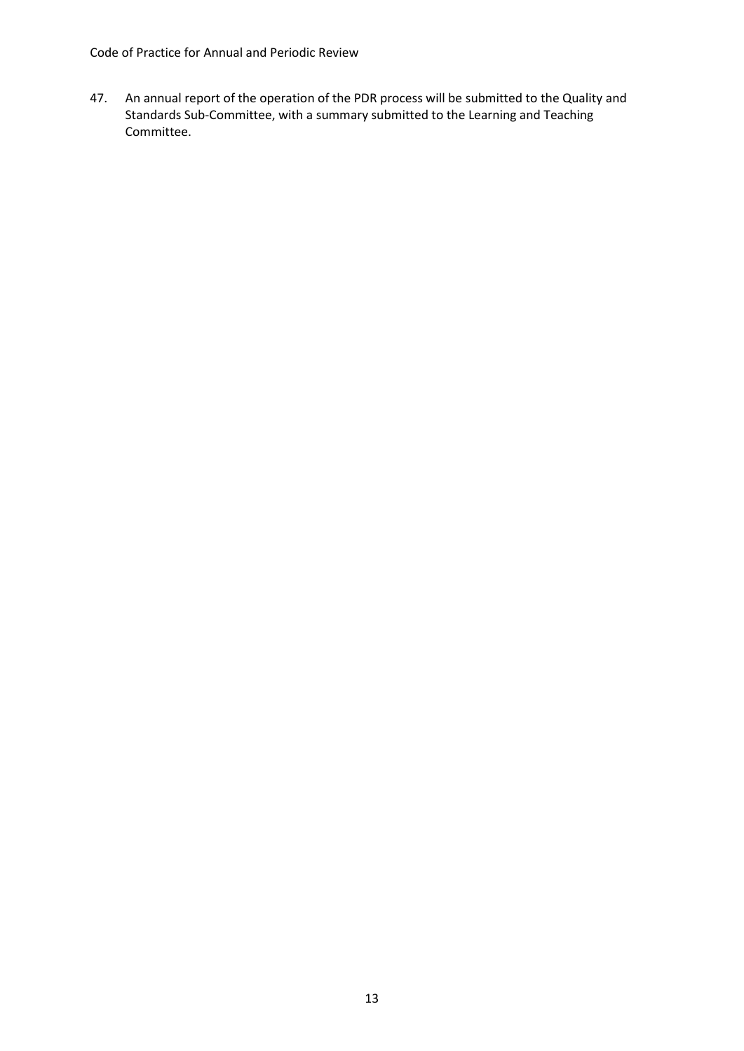47. An annual report of the operation of the PDR process will be submitted to the Quality and Standards Sub-Committee, with a summary submitted to the Learning and Teaching Committee.